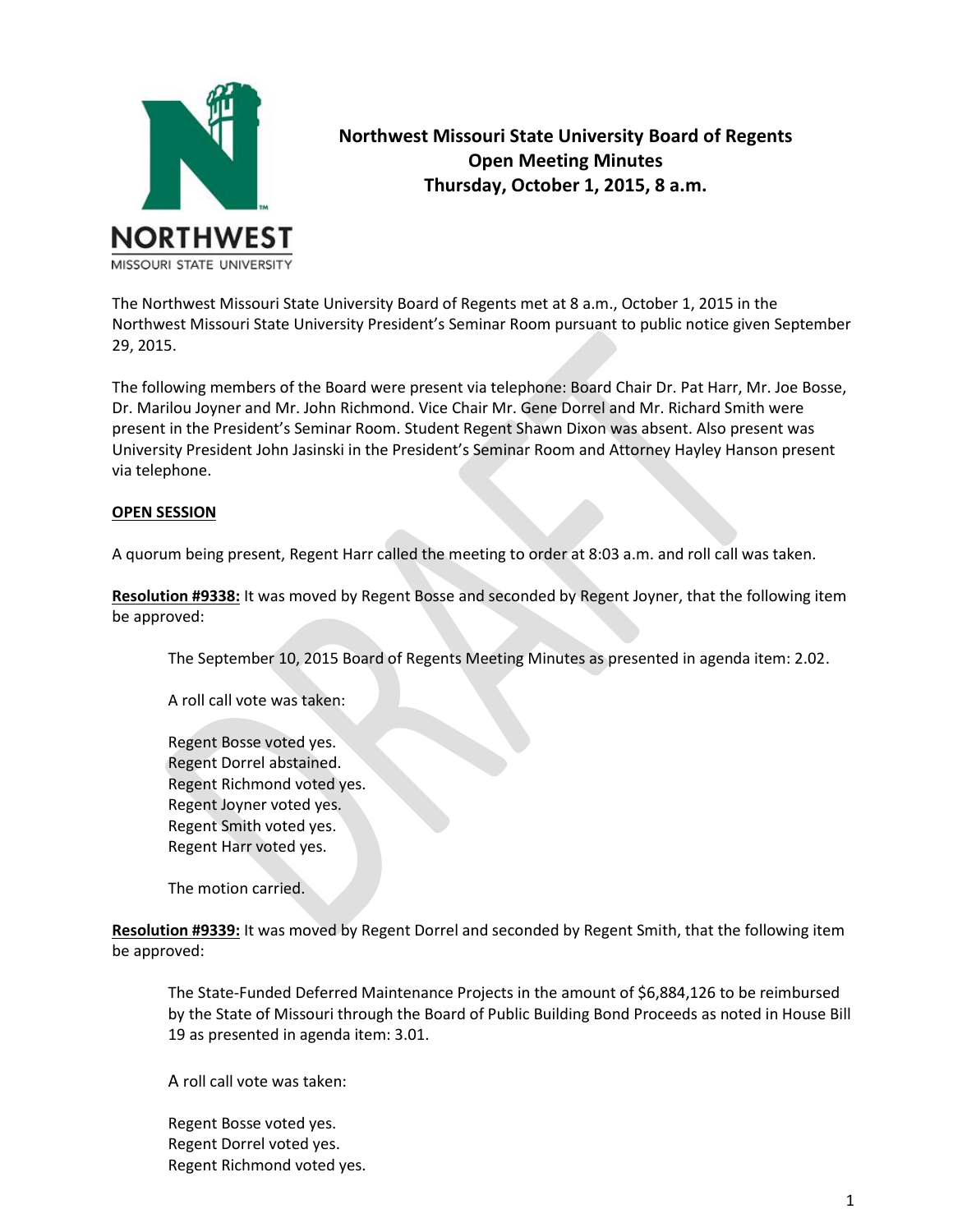# Northwest Missouri State University Board of Regents
## Open Meeting Minutes
## Thursday, October 1, 2015, 8 a.m.

The Northwest Missouri State University Board of Regents met at 8 a.m., October 1, 2015 in the Northwest Missouri State University President's Seminar Room pursuant to public notice given September 29, 2015.

The following members of the Board were present via telephone: Board Chair Dr. Pat Harr, Mr. Joe Bosse, Dr. Marilou Joyner and Mr. John Richmond. Vice Chair Mr. Gene Dorrel and Mr. Richard Smith were present in the President's Seminar Room. Student Regent Shawn Dixon was absent. Also present was University President John Jasinski in the President's Seminar Room and Attorney Hayley Hanson present via telephone.

**OPEN SESSION**

A quorum being present, Regent Harr called the meeting to order at 8:03 a.m. and roll call was taken.

**Resolution #9338:** It was moved by Regent Bosse and seconded by Regent Joyner, that the following item be approved:

> The September 10, 2015 Board of Regents Meeting Minutes as presented in agenda item: 2.02.
>
> A roll call vote was taken:
>
> Regent Bosse voted yes.
> Regent Dorrel abstained.
> Regent Richmond voted yes.
> Regent Joyner voted yes.
> Regent Smith voted yes.
> Regent Harr voted yes.
>
> The motion carried.

**Resolution #9339:** It was moved by Regent Dorrel and seconded by Regent Smith, that the following item be approved:

> The State-Funded Deferred Maintenance Projects in the amount of $6,884,126 to be reimbursed by the State of Missouri through the Board of Public Building Bond Proceeds as noted in House Bill 19 as presented in agenda item: 3.01.
>
> A roll call vote was taken:
>
> Regent Bosse voted yes.
> Regent Dorrel voted yes.
> Regent Richmond voted yes.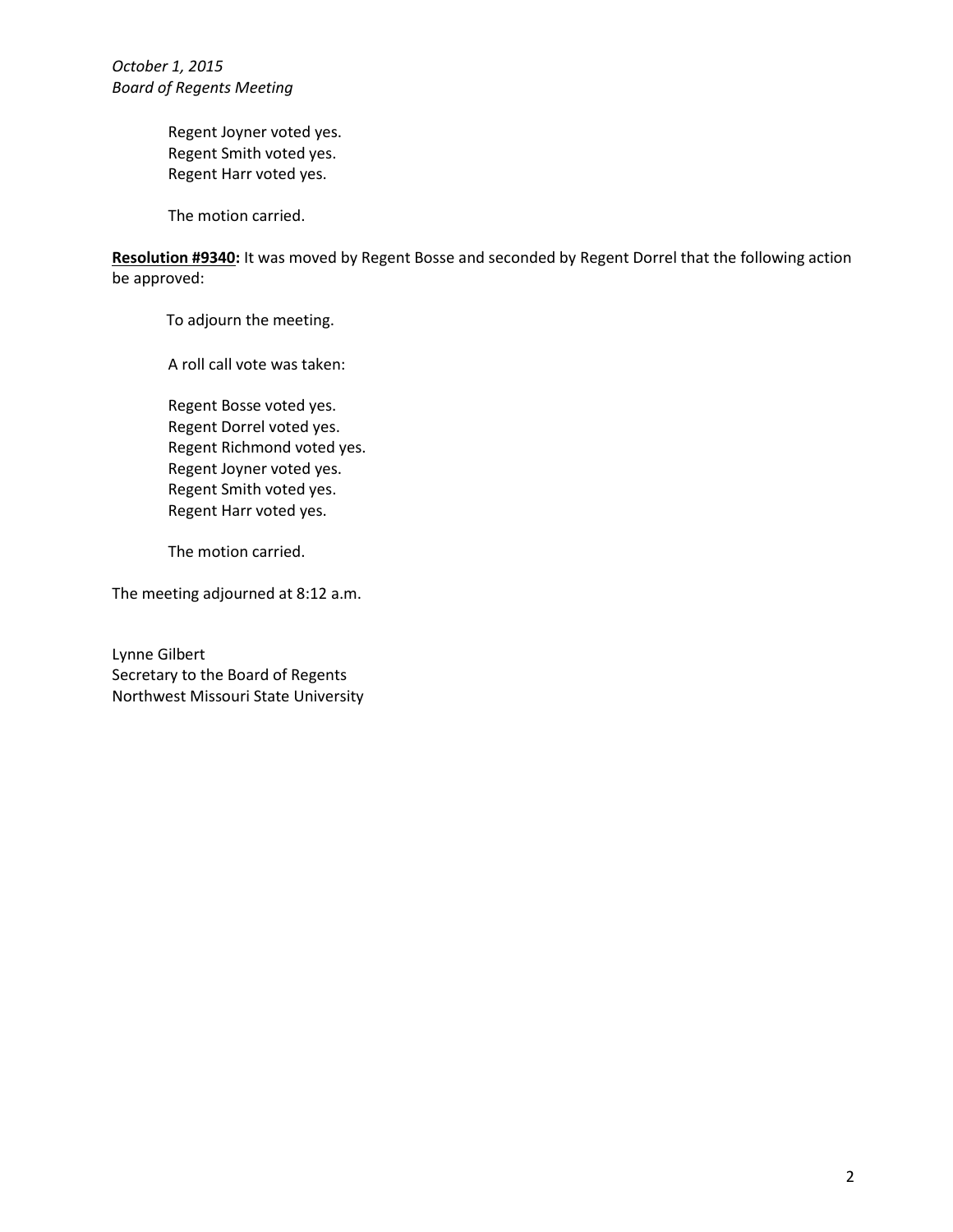Regent Joyner voted yes.
Regent Smith voted yes.
Regent Harr voted yes.

The motion carried.

**Resolution #9340:** It was moved by Regent Bosse and seconded by Regent Dorrel that the following action be approved:

To adjourn the meeting.

A roll call vote was taken:

Regent Bosse voted yes.
Regent Dorrel voted yes.
Regent Richmond voted yes.
Regent Joyner voted yes.
Regent Smith voted yes.
Regent Harr voted yes.

The motion carried.

The meeting adjourned at 8:12 a.m.

Lynne Gilbert
Secretary to the Board of Regents
Northwest Missouri State University